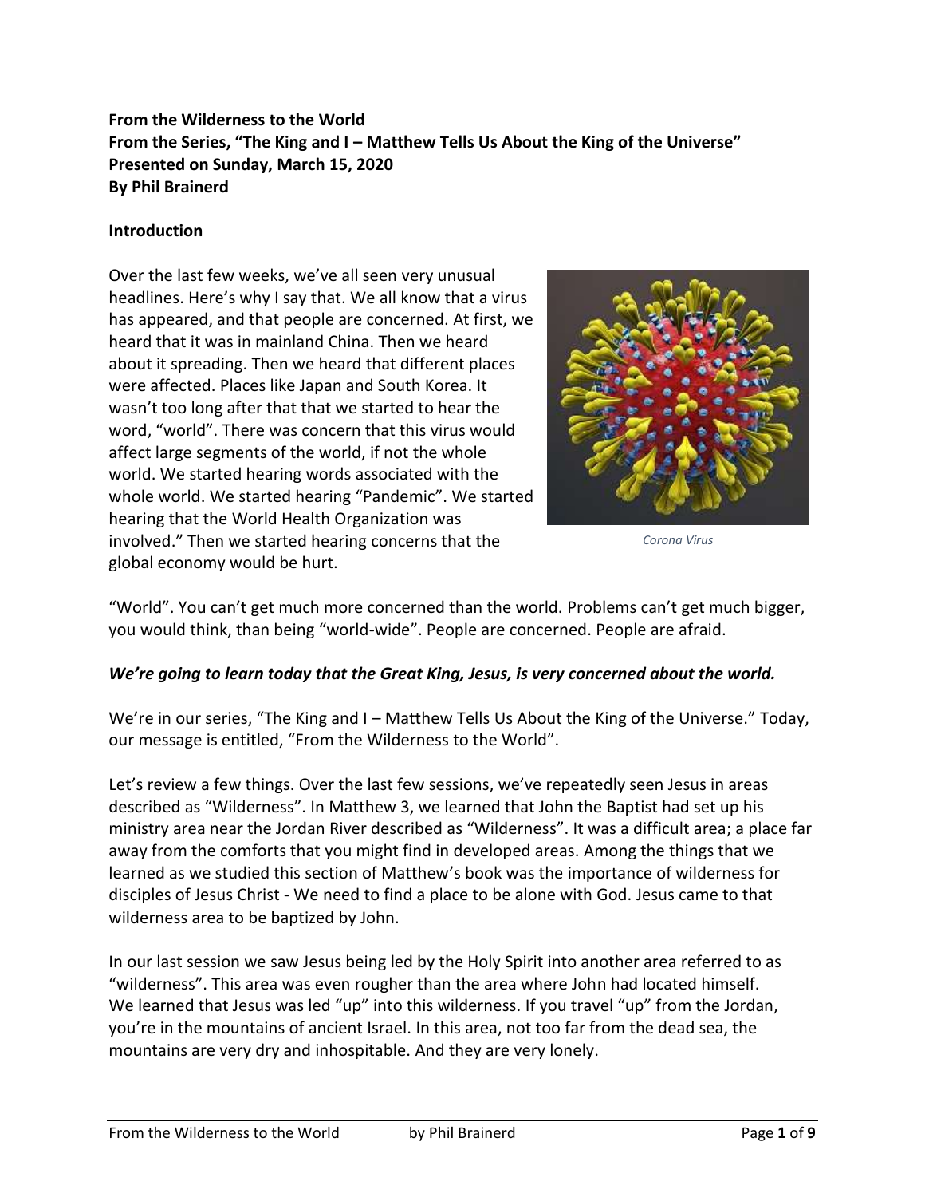**From the Wilderness to the World**
**From the Series, "The King and I – Matthew Tells Us About the King of the Universe"**
**Presented on Sunday, March 15, 2020**
**By Phil Brainerd**

### Introduction

Over the last few weeks, we've all seen very unusual headlines. Here's why I say that. We all know that a virus has appeared, and that people are concerned. At first, we heard that it was in mainland China. Then we heard about it spreading. Then we heard that different places were affected. Places like Japan and South Korea. It wasn't too long after that that we started to hear the word, "world". There was concern that this virus would affect large segments of the world, if not the whole world. We started hearing words associated with the whole world. We started hearing "Pandemic". We started hearing that the World Health Organization was involved." Then we started hearing concerns that the global economy would be hurt.

*Corona Virus*

"World". You can't get much more concerned than the world. Problems can't get much bigger, you would think, than being "world-wide". People are concerned. People are afraid.

***We're going to learn today that the Great King, Jesus, is very concerned about the world.***

We're in our series, "The King and I – Matthew Tells Us About the King of the Universe." Today, our message is entitled, "From the Wilderness to the World".

Let's review a few things. Over the last few sessions, we've repeatedly seen Jesus in areas described as "Wilderness". In Matthew 3, we learned that John the Baptist had set up his ministry area near the Jordan River described as "Wilderness". It was a difficult area; a place far away from the comforts that you might find in developed areas. Among the things that we learned as we studied this section of Matthew's book was the importance of wilderness for disciples of Jesus Christ - We need to find a place to be alone with God. Jesus came to that wilderness area to be baptized by John.

In our last session we saw Jesus being led by the Holy Spirit into another area referred to as "wilderness". This area was even rougher than the area where John had located himself. We learned that Jesus was led "up" into this wilderness. If you travel "up" from the Jordan, you're in the mountains of ancient Israel. In this area, not too far from the dead sea, the mountains are very dry and inhospitable. And they are very lonely.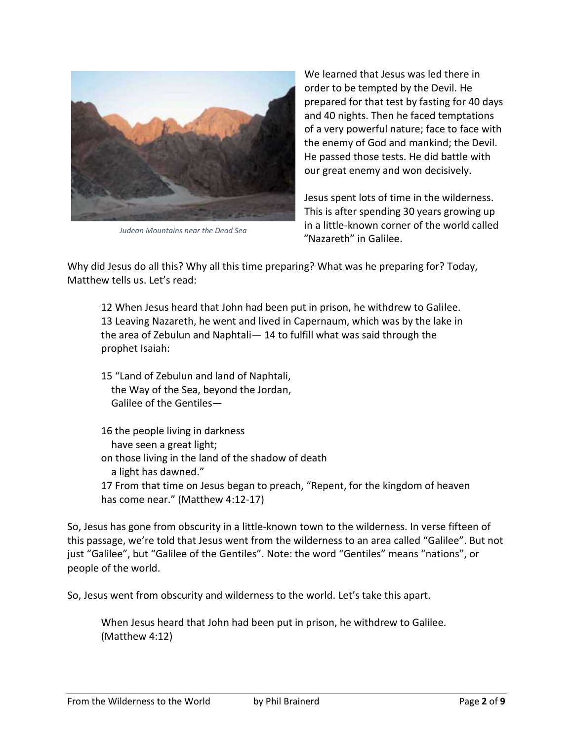Judean Mountains near the Dead Sea

We learned that Jesus was led there in order to be tempted by the Devil. He prepared for that test by fasting for 40 days and 40 nights. Then he faced temptations of a very powerful nature; face to face with the enemy of God and mankind; the Devil. He passed those tests. He did battle with our great enemy and won decisively.

Jesus spent lots of time in the wilderness. This is after spending 30 years growing up in a little-known corner of the world called "Nazareth" in Galilee.

Why did Jesus do all this? Why all this time preparing? What was he preparing for? Today, Matthew tells us. Let's read:

> 12 When Jesus heard that John had been put in prison, he withdrew to Galilee. 13 Leaving Nazareth, he went and lived in Capernaum, which was by the lake in the area of Zebulun and Naphtali— 14 to fulfill what was said through the prophet Isaiah:
>
> 15 "Land of Zebulun and land of Naphtali,
> the Way of the Sea, beyond the Jordan,
> Galilee of the Gentiles—
>
> 16 the people living in darkness
> have seen a great light;
> on those living in the land of the shadow of death
> a light has dawned."
> 17 From that time on Jesus began to preach, "Repent, for the kingdom of heaven has come near." (Matthew 4:12-17)

So, Jesus has gone from obscurity in a little-known town to the wilderness. In verse fifteen of this passage, we're told that Jesus went from the wilderness to an area called "Galilee". But not just "Galilee", but "Galilee of the Gentiles". Note: the word "Gentiles" means "nations", or people of the world.

So, Jesus went from obscurity and wilderness to the world. Let's take this apart.

> When Jesus heard that John had been put in prison, he withdrew to Galilee. (Matthew 4:12)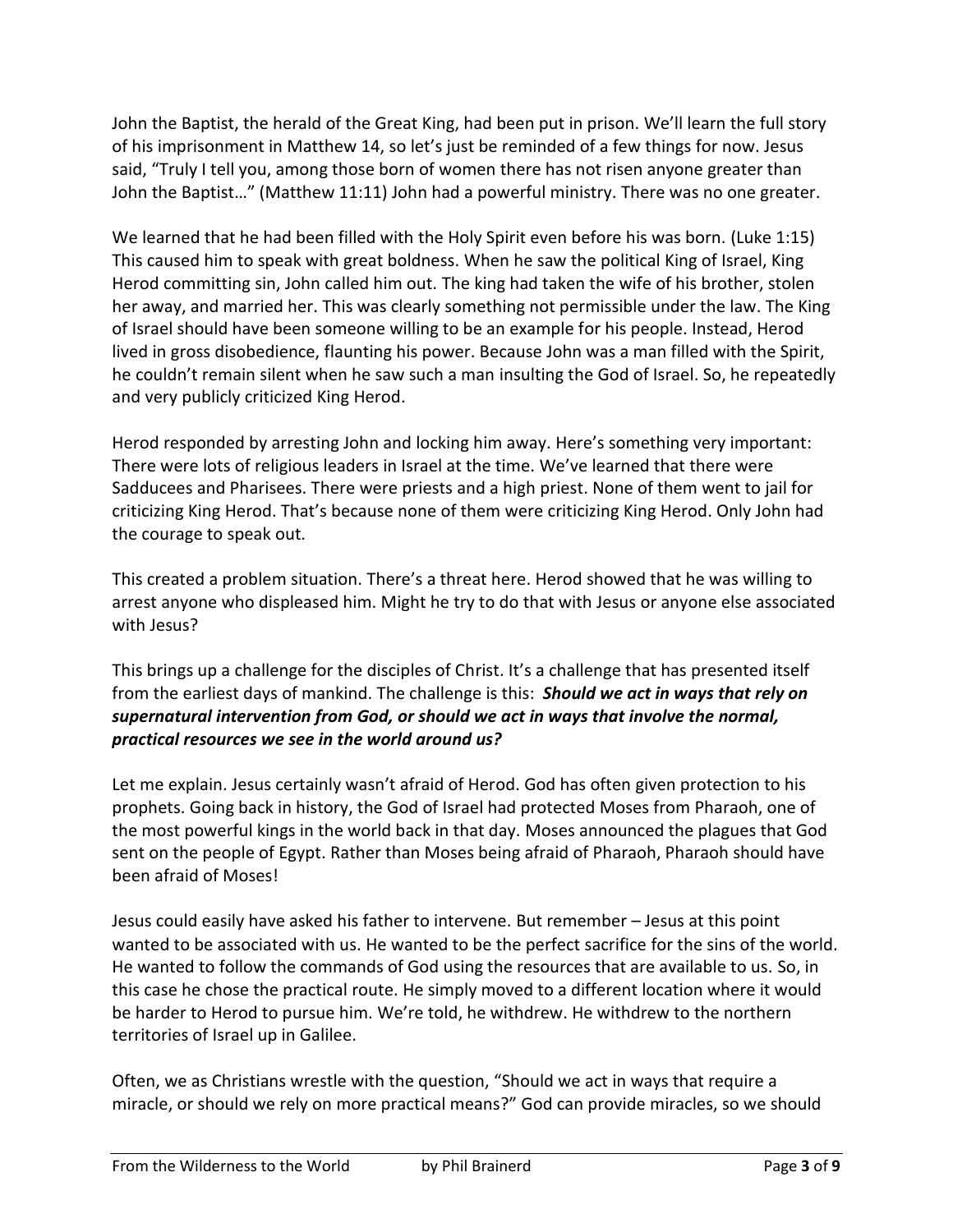John the Baptist, the herald of the Great King, had been put in prison. We'll learn the full story of his imprisonment in Matthew 14, so let's just be reminded of a few things for now. Jesus said, "Truly I tell you, among those born of women there has not risen anyone greater than John the Baptist…" (Matthew 11:11) John had a powerful ministry. There was no one greater.

We learned that he had been filled with the Holy Spirit even before his was born. (Luke 1:15) This caused him to speak with great boldness. When he saw the political King of Israel, King Herod committing sin, John called him out. The king had taken the wife of his brother, stolen her away, and married her. This was clearly something not permissible under the law. The King of Israel should have been someone willing to be an example for his people. Instead, Herod lived in gross disobedience, flaunting his power. Because John was a man filled with the Spirit, he couldn't remain silent when he saw such a man insulting the God of Israel. So, he repeatedly and very publicly criticized King Herod.

Herod responded by arresting John and locking him away. Here's something very important: There were lots of religious leaders in Israel at the time. We've learned that there were Sadducees and Pharisees. There were priests and a high priest. None of them went to jail for criticizing King Herod. That's because none of them were criticizing King Herod. Only John had the courage to speak out.

This created a problem situation. There's a threat here. Herod showed that he was willing to arrest anyone who displeased him. Might he try to do that with Jesus or anyone else associated with Jesus?

This brings up a challenge for the disciples of Christ. It's a challenge that has presented itself from the earliest days of mankind. The challenge is this: ***Should we act in ways that rely on supernatural intervention from God, or should we act in ways that involve the normal, practical resources we see in the world around us?***

Let me explain. Jesus certainly wasn't afraid of Herod. God has often given protection to his prophets. Going back in history, the God of Israel had protected Moses from Pharaoh, one of the most powerful kings in the world back in that day. Moses announced the plagues that God sent on the people of Egypt. Rather than Moses being afraid of Pharaoh, Pharaoh should have been afraid of Moses!

Jesus could easily have asked his father to intervene. But remember – Jesus at this point wanted to be associated with us. He wanted to be the perfect sacrifice for the sins of the world. He wanted to follow the commands of God using the resources that are available to us. So, in this case he chose the practical route. He simply moved to a different location where it would be harder to Herod to pursue him. We're told, he withdrew. He withdrew to the northern territories of Israel up in Galilee.

Often, we as Christians wrestle with the question, "Should we act in ways that require a miracle, or should we rely on more practical means?" God can provide miracles, so we should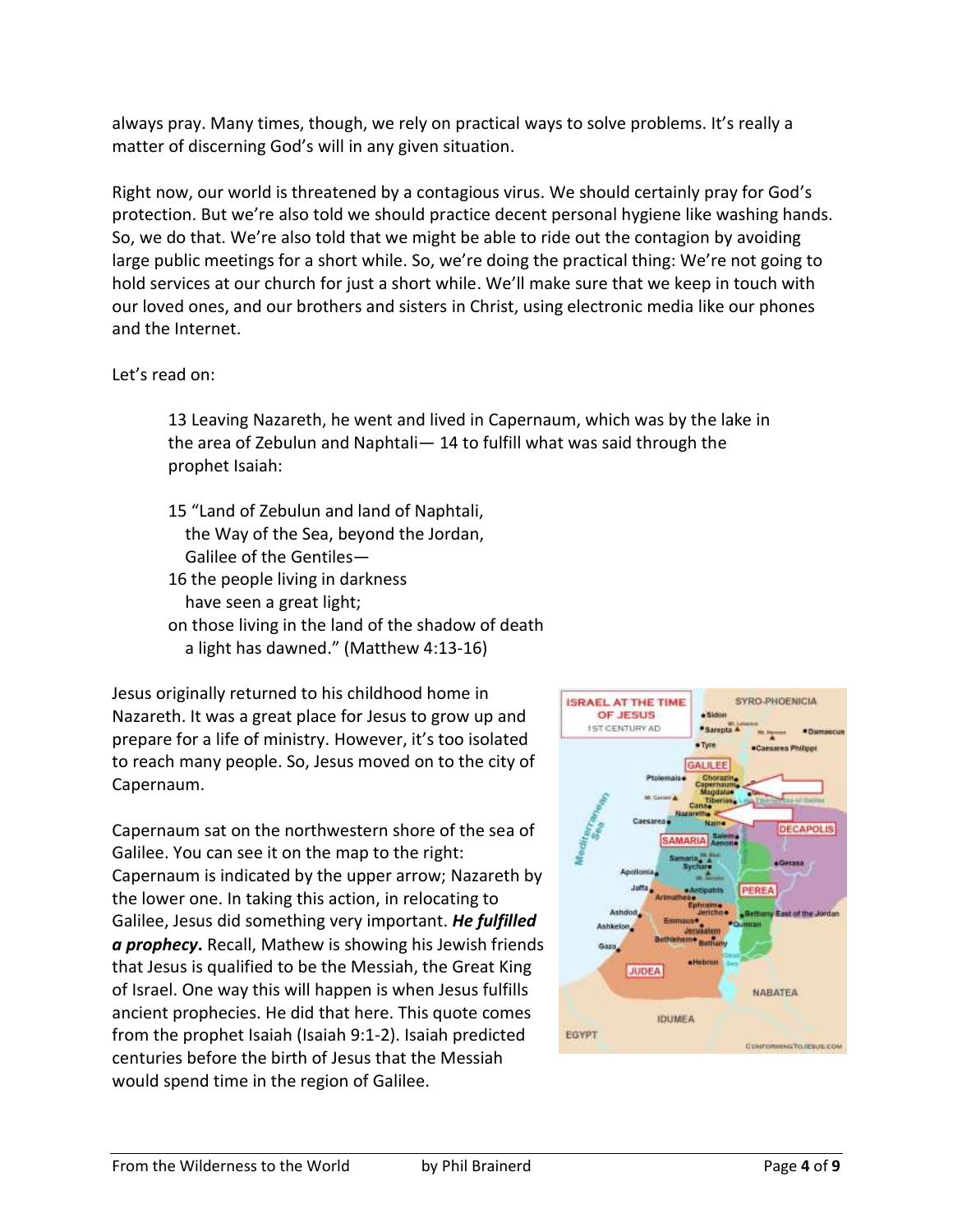always pray. Many times, though, we rely on practical ways to solve problems. It's really a matter of discerning God's will in any given situation.

Right now, our world is threatened by a contagious virus. We should certainly pray for God's protection. But we're also told we should practice decent personal hygiene like washing hands. So, we do that. We're also told that we might be able to ride out the contagion by avoiding large public meetings for a short while. So, we're doing the practical thing: We're not going to hold services at our church for just a short while. We'll make sure that we keep in touch with our loved ones, and our brothers and sisters in Christ, using electronic media like our phones and the Internet.

Let's read on:

> 13 Leaving Nazareth, he went and lived in Capernaum, which was by the lake in the area of Zebulun and Naphtali— 14 to fulfill what was said through the prophet Isaiah:
>
> 15 "Land of Zebulun and land of Naphtali,
>   the Way of the Sea, beyond the Jordan,
>   Galilee of the Gentiles—
> 16 the people living in darkness
>   have seen a great light;
> on those living in the land of the shadow of death
>   a light has dawned." (Matthew 4:13-16)

Jesus originally returned to his childhood home in Nazareth. It was a great place for Jesus to grow up and prepare for a life of ministry. However, it's too isolated to reach many people. So, Jesus moved on to the city of Capernaum.

Capernaum sat on the northwestern shore of the sea of Galilee. You can see it on the map to the right: Capernaum is indicated by the upper arrow; Nazareth by the lower one. In taking this action, in relocating to Galilee, Jesus did something very important. ***He fulfilled a prophecy*.** Recall, Mathew is showing his Jewish friends that Jesus is qualified to be the Messiah, the Great King of Israel. One way this will happen is when Jesus fulfills ancient prophecies. He did that here. This quote comes from the prophet Isaiah (Isaiah 9:1-2). Isaiah predicted centuries before the birth of Jesus that the Messiah would spend time in the region of Galilee.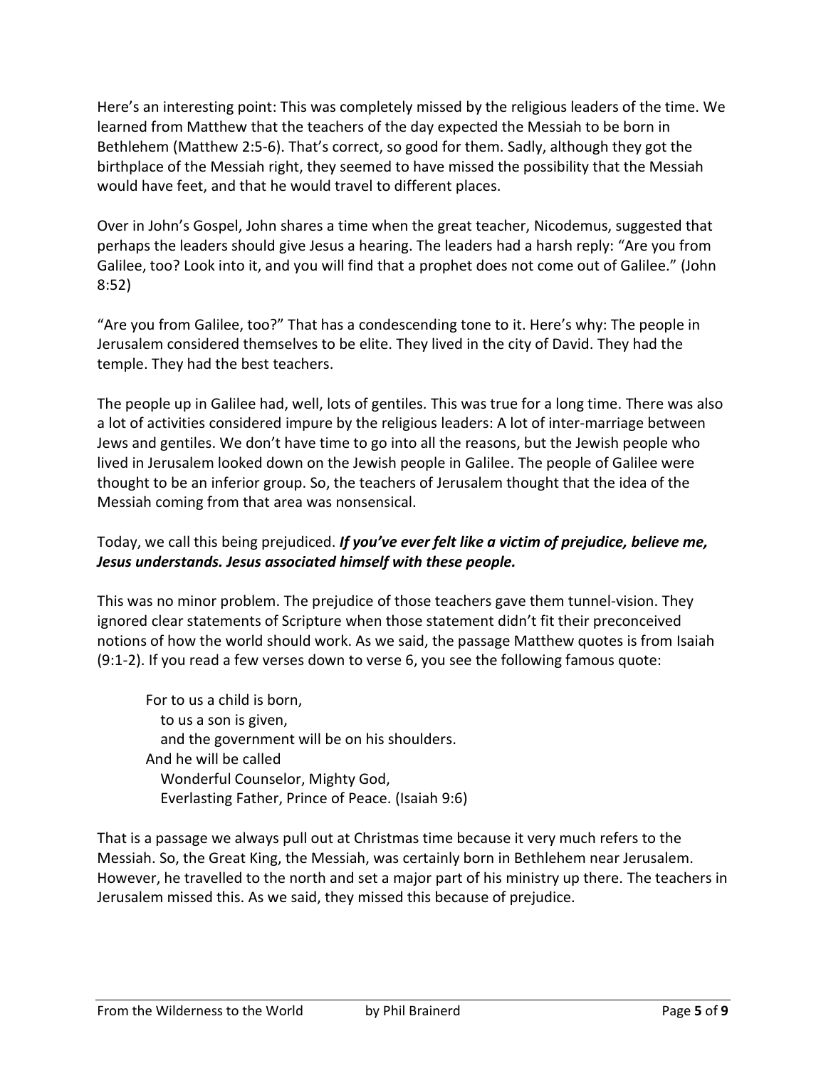Here's an interesting point: This was completely missed by the religious leaders of the time. We learned from Matthew that the teachers of the day expected the Messiah to be born in Bethlehem (Matthew 2:5-6). That's correct, so good for them. Sadly, although they got the birthplace of the Messiah right, they seemed to have missed the possibility that the Messiah would have feet, and that he would travel to different places.

Over in John's Gospel, John shares a time when the great teacher, Nicodemus, suggested that perhaps the leaders should give Jesus a hearing. The leaders had a harsh reply: "Are you from Galilee, too? Look into it, and you will find that a prophet does not come out of Galilee." (John 8:52)

"Are you from Galilee, too?" That has a condescending tone to it. Here's why: The people in Jerusalem considered themselves to be elite. They lived in the city of David. They had the temple. They had the best teachers.

The people up in Galilee had, well, lots of gentiles. This was true for a long time. There was also a lot of activities considered impure by the religious leaders: A lot of inter-marriage between Jews and gentiles. We don't have time to go into all the reasons, but the Jewish people who lived in Jerusalem looked down on the Jewish people in Galilee. The people of Galilee were thought to be an inferior group. So, the teachers of Jerusalem thought that the idea of the Messiah coming from that area was nonsensical.

Today, we call this being prejudiced. ***If you've ever felt like a victim of prejudice, believe me, Jesus understands. Jesus associated himself with these people.***

This was no minor problem. The prejudice of those teachers gave them tunnel-vision. They ignored clear statements of Scripture when those statement didn't fit their preconceived notions of how the world should work. As we said, the passage Matthew quotes is from Isaiah (9:1-2). If you read a few verses down to verse 6, you see the following famous quote:

> For to us a child is born,
> to us a son is given,
> and the government will be on his shoulders.
> And he will be called
> Wonderful Counselor, Mighty God,
> Everlasting Father, Prince of Peace. (Isaiah 9:6)

That is a passage we always pull out at Christmas time because it very much refers to the Messiah. So, the Great King, the Messiah, was certainly born in Bethlehem near Jerusalem. However, he travelled to the north and set a major part of his ministry up there. The teachers in Jerusalem missed this. As we said, they missed this because of prejudice.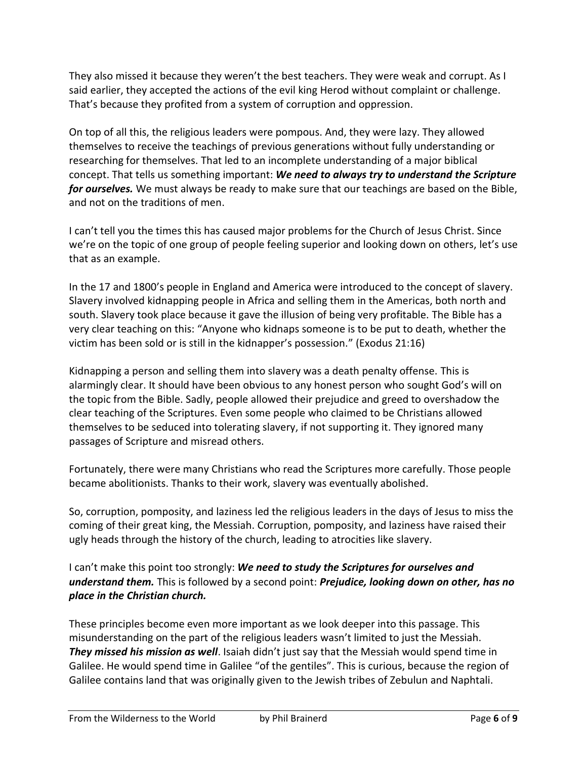They also missed it because they weren't the best teachers. They were weak and corrupt. As I said earlier, they accepted the actions of the evil king Herod without complaint or challenge. That's because they profited from a system of corruption and oppression.

On top of all this, the religious leaders were pompous. And, they were lazy. They allowed themselves to receive the teachings of previous generations without fully understanding or researching for themselves. That led to an incomplete understanding of a major biblical concept. That tells us something important: ***We need to always try to understand the Scripture for ourselves.*** We must always be ready to make sure that our teachings are based on the Bible, and not on the traditions of men.

I can't tell you the times this has caused major problems for the Church of Jesus Christ. Since we're on the topic of one group of people feeling superior and looking down on others, let's use that as an example.

In the 17 and 1800's people in England and America were introduced to the concept of slavery. Slavery involved kidnapping people in Africa and selling them in the Americas, both north and south. Slavery took place because it gave the illusion of being very profitable. The Bible has a very clear teaching on this: "Anyone who kidnaps someone is to be put to death, whether the victim has been sold or is still in the kidnapper's possession." (Exodus 21:16)

Kidnapping a person and selling them into slavery was a death penalty offense. This is alarmingly clear. It should have been obvious to any honest person who sought God's will on the topic from the Bible. Sadly, people allowed their prejudice and greed to overshadow the clear teaching of the Scriptures. Even some people who claimed to be Christians allowed themselves to be seduced into tolerating slavery, if not supporting it. They ignored many passages of Scripture and misread others.

Fortunately, there were many Christians who read the Scriptures more carefully. Those people became abolitionists. Thanks to their work, slavery was eventually abolished.

So, corruption, pomposity, and laziness led the religious leaders in the days of Jesus to miss the coming of their great king, the Messiah. Corruption, pomposity, and laziness have raised their ugly heads through the history of the church, leading to atrocities like slavery.

I can't make this point too strongly: ***We need to study the Scriptures for ourselves and understand them.*** This is followed by a second point: ***Prejudice, looking down on other, has no place in the Christian church.***

These principles become even more important as we look deeper into this passage. This misunderstanding on the part of the religious leaders wasn't limited to just the Messiah. ***They missed his mission as well***. Isaiah didn't just say that the Messiah would spend time in Galilee. He would spend time in Galilee "of the gentiles". This is curious, because the region of Galilee contains land that was originally given to the Jewish tribes of Zebulun and Naphtali.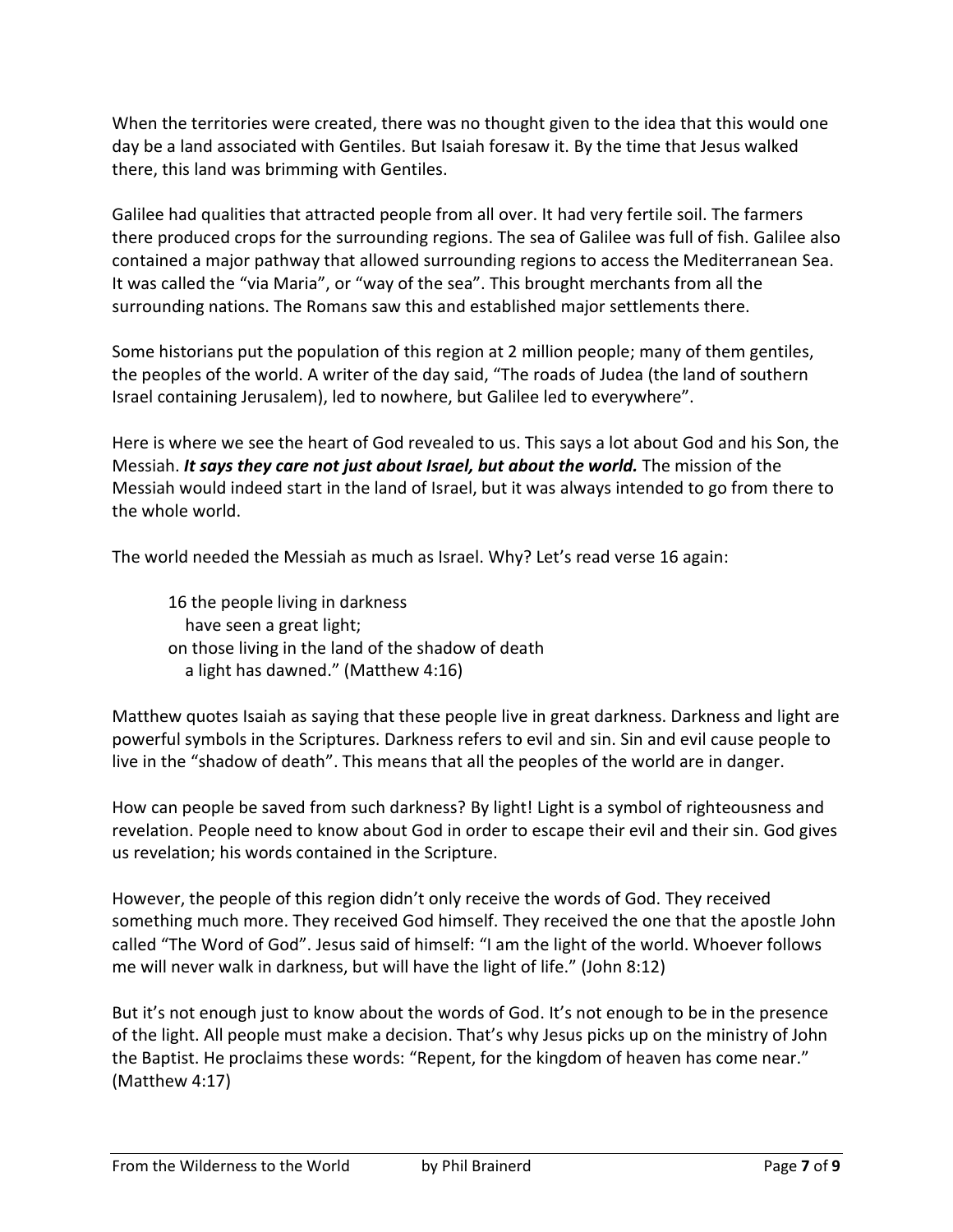When the territories were created, there was no thought given to the idea that this would one day be a land associated with Gentiles. But Isaiah foresaw it. By the time that Jesus walked there, this land was brimming with Gentiles.

Galilee had qualities that attracted people from all over. It had very fertile soil. The farmers there produced crops for the surrounding regions. The sea of Galilee was full of fish. Galilee also contained a major pathway that allowed surrounding regions to access the Mediterranean Sea. It was called the "via Maria", or "way of the sea". This brought merchants from all the surrounding nations. The Romans saw this and established major settlements there.

Some historians put the population of this region at 2 million people; many of them gentiles, the peoples of the world. A writer of the day said, "The roads of Judea (the land of southern Israel containing Jerusalem), led to nowhere, but Galilee led to everywhere".

Here is where we see the heart of God revealed to us. This says a lot about God and his Son, the Messiah. ***It says they care not just about Israel, but about the world.*** The mission of the Messiah would indeed start in the land of Israel, but it was always intended to go from there to the whole world.

The world needed the Messiah as much as Israel. Why? Let's read verse 16 again:

> 16 the people living in darkness
> have seen a great light;
> on those living in the land of the shadow of death
> a light has dawned." (Matthew 4:16)

Matthew quotes Isaiah as saying that these people live in great darkness. Darkness and light are powerful symbols in the Scriptures. Darkness refers to evil and sin. Sin and evil cause people to live in the "shadow of death". This means that all the peoples of the world are in danger.

How can people be saved from such darkness? By light! Light is a symbol of righteousness and revelation. People need to know about God in order to escape their evil and their sin. God gives us revelation; his words contained in the Scripture.

However, the people of this region didn't only receive the words of God. They received something much more. They received God himself. They received the one that the apostle John called "The Word of God". Jesus said of himself: "I am the light of the world. Whoever follows me will never walk in darkness, but will have the light of life." (John 8:12)

But it's not enough just to know about the words of God. It's not enough to be in the presence of the light. All people must make a decision. That's why Jesus picks up on the ministry of John the Baptist. He proclaims these words: "Repent, for the kingdom of heaven has come near." (Matthew 4:17)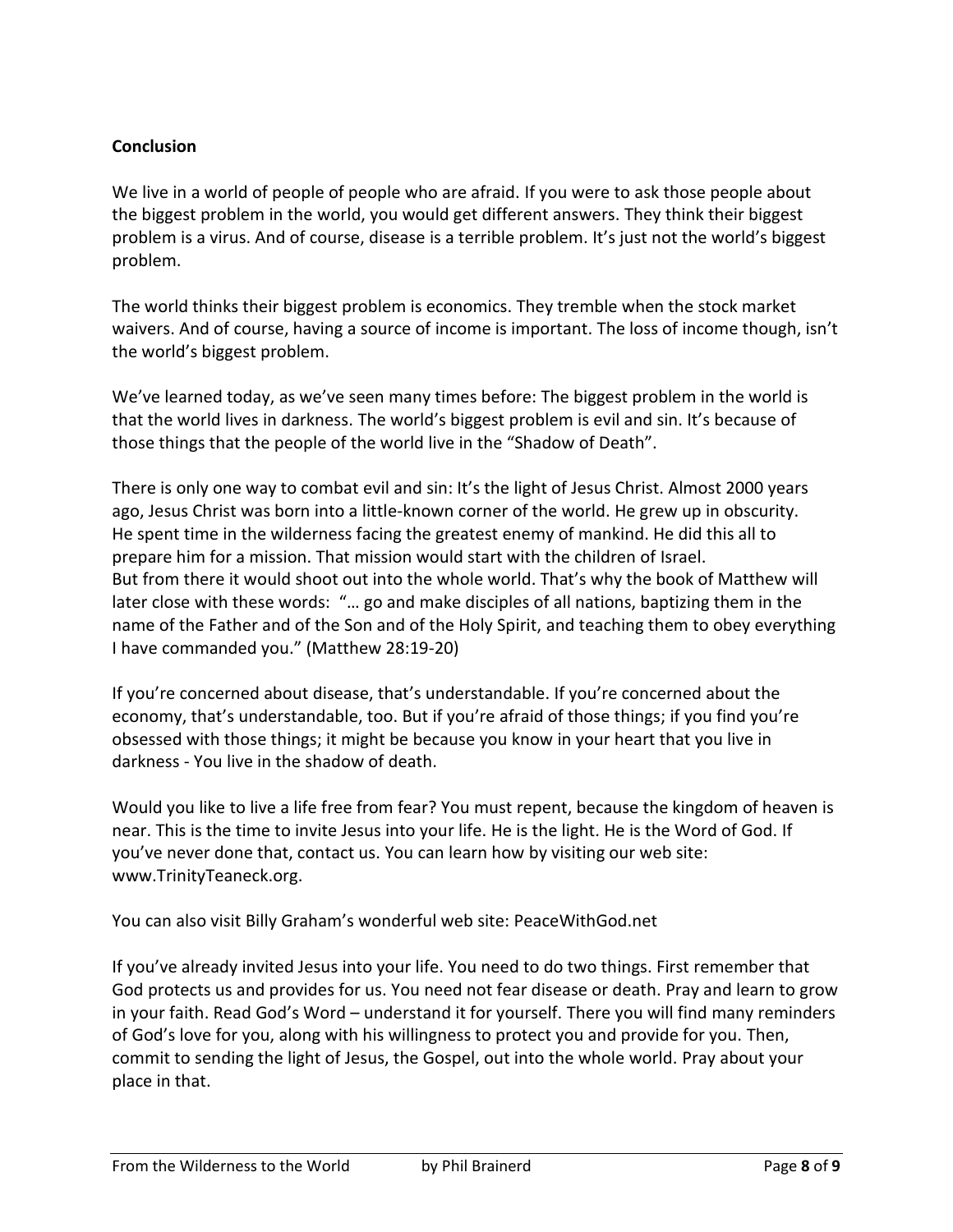**Conclusion**

We live in a world of people of people who are afraid. If you were to ask those people about the biggest problem in the world, you would get different answers. They think their biggest problem is a virus. And of course, disease is a terrible problem. It's just not the world's biggest problem.

The world thinks their biggest problem is economics. They tremble when the stock market waivers. And of course, having a source of income is important. The loss of income though, isn't the world's biggest problem.

We've learned today, as we've seen many times before: The biggest problem in the world is that the world lives in darkness. The world's biggest problem is evil and sin. It's because of those things that the people of the world live in the "Shadow of Death".

There is only one way to combat evil and sin: It's the light of Jesus Christ. Almost 2000 years ago, Jesus Christ was born into a little-known corner of the world. He grew up in obscurity. He spent time in the wilderness facing the greatest enemy of mankind. He did this all to prepare him for a mission. That mission would start with the children of Israel.
But from there it would shoot out into the whole world. That's why the book of Matthew will later close with these words: "… go and make disciples of all nations, baptizing them in the name of the Father and of the Son and of the Holy Spirit, and teaching them to obey everything I have commanded you." (Matthew 28:19-20)

If you're concerned about disease, that's understandable. If you're concerned about the economy, that's understandable, too. But if you're afraid of those things; if you find you're obsessed with those things; it might be because you know in your heart that you live in darkness - You live in the shadow of death.

Would you like to live a life free from fear? You must repent, because the kingdom of heaven is near. This is the time to invite Jesus into your life. He is the light. He is the Word of God. If you've never done that, contact us. You can learn how by visiting our web site: www.TrinityTeaneck.org.

You can also visit Billy Graham's wonderful web site: PeaceWithGod.net

If you've already invited Jesus into your life. You need to do two things. First remember that God protects us and provides for us. You need not fear disease or death. Pray and learn to grow in your faith. Read God's Word – understand it for yourself. There you will find many reminders of God's love for you, along with his willingness to protect you and provide for you. Then, commit to sending the light of Jesus, the Gospel, out into the whole world. Pray about your place in that.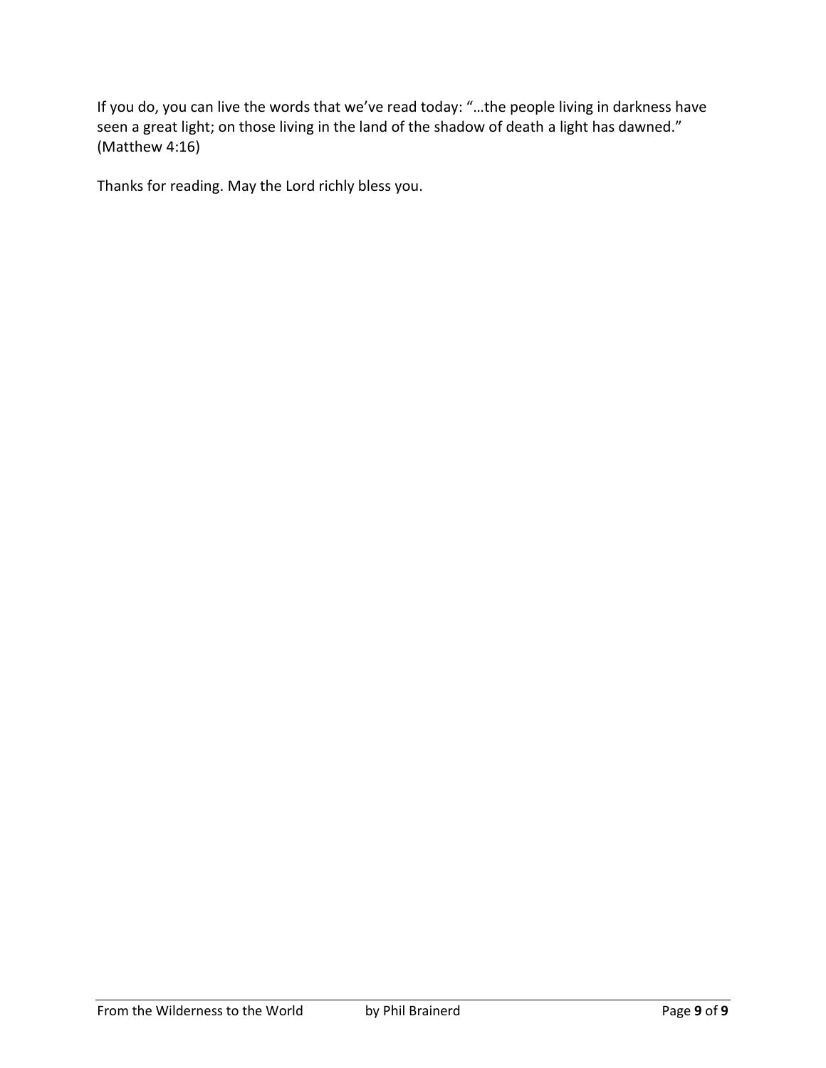If you do, you can live the words that we've read today: "…the people living in darkness have seen a great light; on those living in the land of the shadow of death a light has dawned." (Matthew 4:16)

Thanks for reading. May the Lord richly bless you.